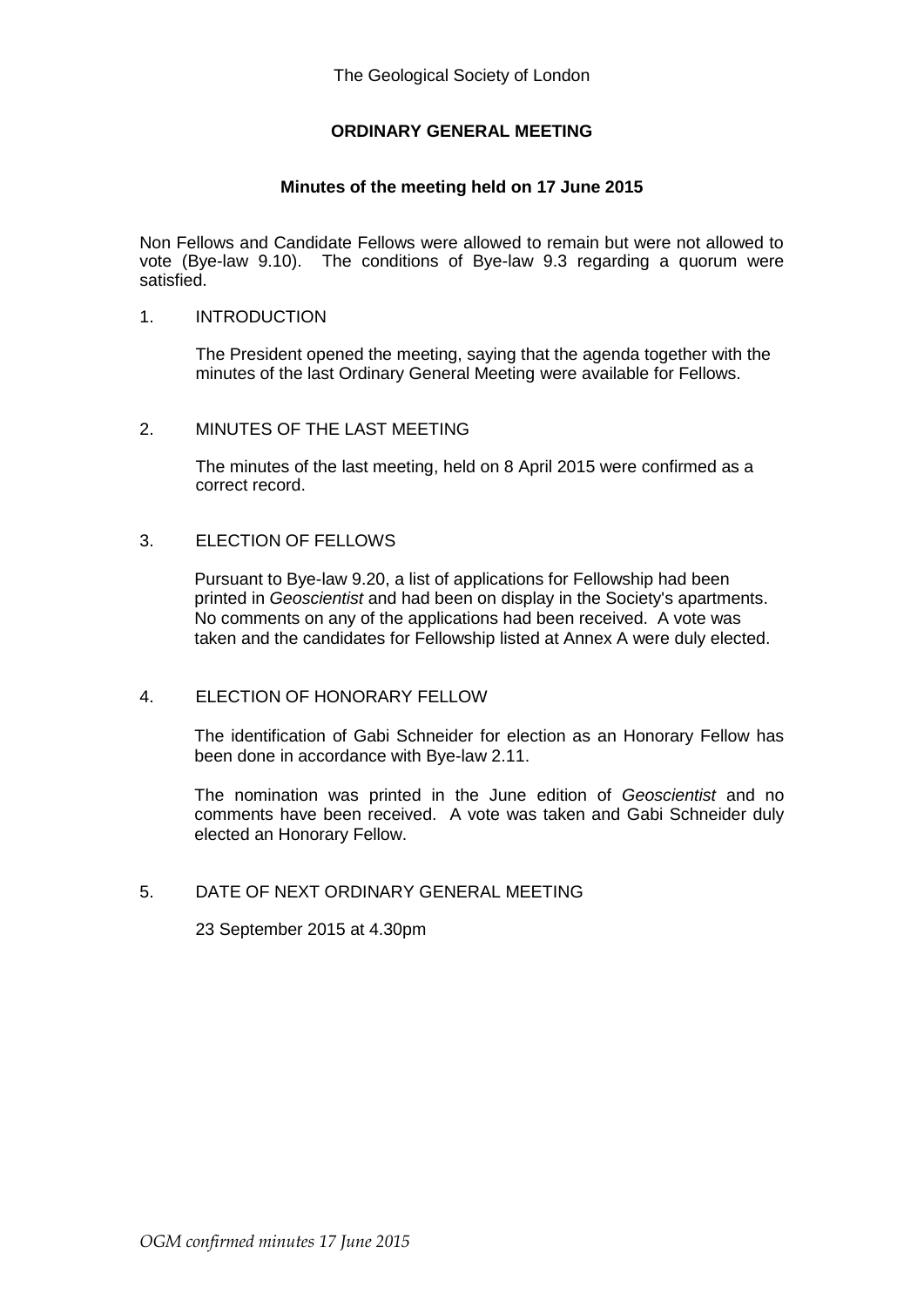The Geological Society of London

# ORDINARY GENERAL MEETING

## Minutes of the meeting held on 17 June 2015

Non Fellows and Candidate Fellows were allowed to remain but were not allowed to vote (Bye-law 9.10). The conditions of Bye-law 9.3 regarding a quorum were satisfied.

1. INTRODUCTION

   The President opened the meeting, saying that the agenda together with the minutes of the last Ordinary General Meeting were available for Fellows.

2. MINUTES OF THE LAST MEETING

   The minutes of the last meeting, held on 8 April 2015 were confirmed as a correct record.

3. ELECTION OF FELLOWS

   Pursuant to Bye-law 9.20, a list of applications for Fellowship had been printed in *Geoscientist* and had been on display in the Society's apartments. No comments on any of the applications had been received. A vote was taken and the candidates for Fellowship listed at Annex A were duly elected.

4. ELECTION OF HONORARY FELLOW

   The identification of Gabi Schneider for election as an Honorary Fellow has been done in accordance with Bye-law 2.11.

   The nomination was printed in the June edition of *Geoscientist* and no comments have been received. A vote was taken and Gabi Schneider duly elected an Honorary Fellow.

5. DATE OF NEXT ORDINARY GENERAL MEETING

   23 September 2015 at 4.30pm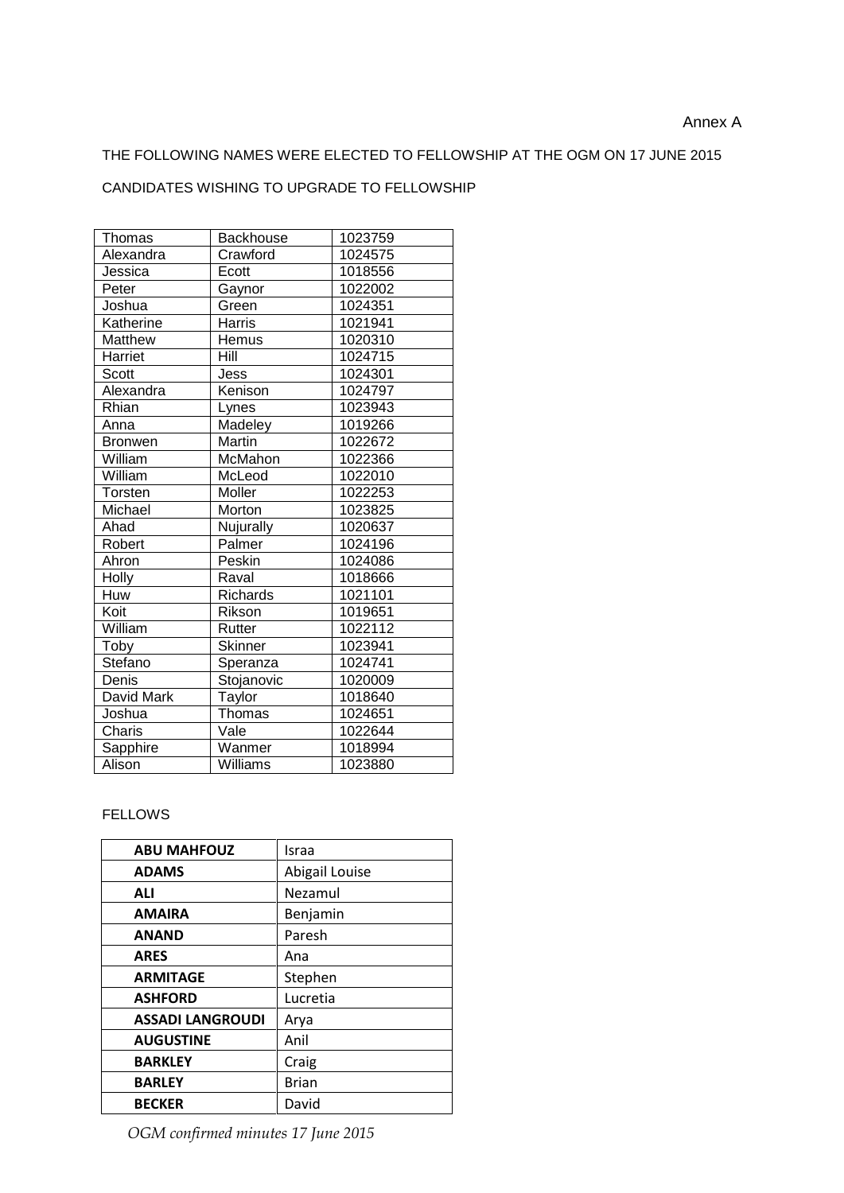Annex A

THE FOLLOWING NAMES WERE ELECTED TO FELLOWSHIP AT THE OGM ON 17 JUNE 2015

CANDIDATES WISHING TO UPGRADE TO FELLOWSHIP

| | | |
|---|---|---|
| Thomas | Backhouse | 1023759 |
| Alexandra | Crawford | 1024575 |
| Jessica | Ecott | 1018556 |
| Peter | Gaynor | 1022002 |
| Joshua | Green | 1024351 |
| Katherine | Harris | 1021941 |
| Matthew | Hemus | 1020310 |
| Harriet | Hill | 1024715 |
| Scott | Jess | 1024301 |
| Alexandra | Kenison | 1024797 |
| Rhian | Lynes | 1023943 |
| Anna | Madeley | 1019266 |
| Bronwen | Martin | 1022672 |
| William | McMahon | 1022366 |
| William | McLeod | 1022010 |
| Torsten | Moller | 1022253 |
| Michael | Morton | 1023825 |
| Ahad | Nujurally | 1020637 |
| Robert | Palmer | 1024196 |
| Ahron | Peskin | 1024086 |
| Holly | Raval | 1018666 |
| Huw | Richards | 1021101 |
| Koit | Rikson | 1019651 |
| William | Rutter | 1022112 |
| Toby | Skinner | 1023941 |
| Stefano | Speranza | 1024741 |
| Denis | Stojanovic | 1020009 |
| David Mark | Taylor | 1018640 |
| Joshua | Thomas | 1024651 |
| Charis | Vale | 1022644 |
| Sapphire | Wanmer | 1018994 |
| Alison | Williams | 1023880 |

FELLOWS

| | |
|---|---|
| **ABU MAHFOUZ** | Israa |
| **ADAMS** | Abigail Louise |
| **ALI** | Nezamul |
| **AMAIRA** | Benjamin |
| **ANAND** | Paresh |
| **ARES** | Ana |
| **ARMITAGE** | Stephen |
| **ASHFORD** | Lucretia |
| **ASSADI LANGROUDI** | Arya |
| **AUGUSTINE** | Anil |
| **BARKLEY** | Craig |
| **BARLEY** | Brian |
| **BECKER** | David |

*OGM confirmed minutes 17 June 2015*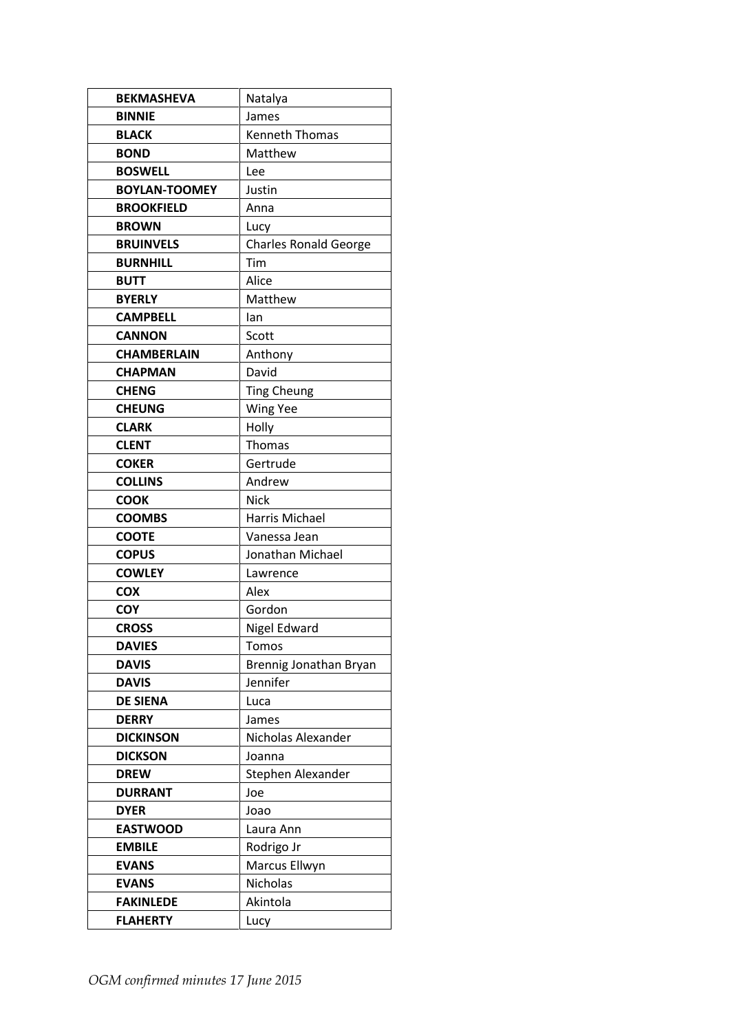| | |
|---|---|
| **BEKMASHEVA** | Natalya |
| **BINNIE** | James |
| **BLACK** | Kenneth Thomas |
| **BOND** | Matthew |
| **BOSWELL** | Lee |
| **BOYLAN-TOOMEY** | Justin |
| **BROOKFIELD** | Anna |
| **BROWN** | Lucy |
| **BRUINVELS** | Charles Ronald George |
| **BURNHILL** | Tim |
| **BUTT** | Alice |
| **BYERLY** | Matthew |
| **CAMPBELL** | Ian |
| **CANNON** | Scott |
| **CHAMBERLAIN** | Anthony |
| **CHAPMAN** | David |
| **CHENG** | Ting Cheung |
| **CHEUNG** | Wing Yee |
| **CLARK** | Holly |
| **CLENT** | Thomas |
| **COKER** | Gertrude |
| **COLLINS** | Andrew |
| **COOK** | Nick |
| **COOMBS** | Harris Michael |
| **COOTE** | Vanessa Jean |
| **COPUS** | Jonathan Michael |
| **COWLEY** | Lawrence |
| **COX** | Alex |
| **COY** | Gordon |
| **CROSS** | Nigel Edward |
| **DAVIES** | Tomos |
| **DAVIS** | Brennig Jonathan Bryan |
| **DAVIS** | Jennifer |
| **DE SIENA** | Luca |
| **DERRY** | James |
| **DICKINSON** | Nicholas Alexander |
| **DICKSON** | Joanna |
| **DREW** | Stephen Alexander |
| **DURRANT** | Joe |
| **DYER** | Joao |
| **EASTWOOD** | Laura Ann |
| **EMBILE** | Rodrigo Jr |
| **EVANS** | Marcus Ellwyn |
| **EVANS** | Nicholas |
| **FAKINLEDE** | Akintola |
| **FLAHERTY** | Lucy |

*OGM confirmed minutes 17 June 2015*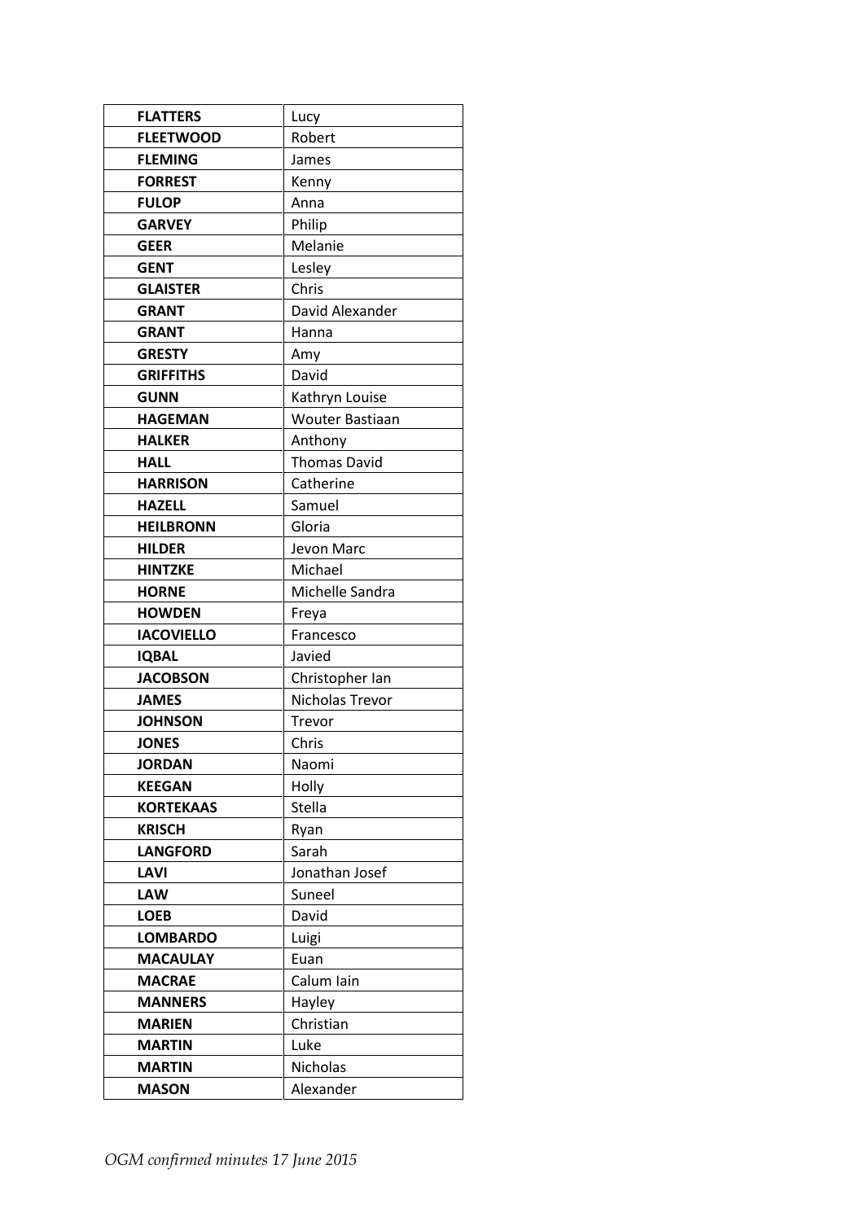| **FLATTERS** | Lucy |
|---|---|
| **FLEETWOOD** | Robert |
| **FLEMING** | James |
| **FORREST** | Kenny |
| **FULOP** | Anna |
| **GARVEY** | Philip |
| **GEER** | Melanie |
| **GENT** | Lesley |
| **GLAISTER** | Chris |
| **GRANT** | David Alexander |
| **GRANT** | Hanna |
| **GRESTY** | Amy |
| **GRIFFITHS** | David |
| **GUNN** | Kathryn Louise |
| **HAGEMAN** | Wouter Bastiaan |
| **HALKER** | Anthony |
| **HALL** | Thomas David |
| **HARRISON** | Catherine |
| **HAZELL** | Samuel |
| **HEILBRONN** | Gloria |
| **HILDER** | Jevon Marc |
| **HINTZKE** | Michael |
| **HORNE** | Michelle Sandra |
| **HOWDEN** | Freya |
| **IACOVIELLO** | Francesco |
| **IQBAL** | Javied |
| **JACOBSON** | Christopher Ian |
| **JAMES** | Nicholas Trevor |
| **JOHNSON** | Trevor |
| **JONES** | Chris |
| **JORDAN** | Naomi |
| **KEEGAN** | Holly |
| **KORTEKAAS** | Stella |
| **KRISCH** | Ryan |
| **LANGFORD** | Sarah |
| **LAVI** | Jonathan Josef |
| **LAW** | Suneel |
| **LOEB** | David |
| **LOMBARDO** | Luigi |
| **MACAULAY** | Euan |
| **MACRAE** | Calum Iain |
| **MANNERS** | Hayley |
| **MARIEN** | Christian |
| **MARTIN** | Luke |
| **MARTIN** | Nicholas |
| **MASON** | Alexander |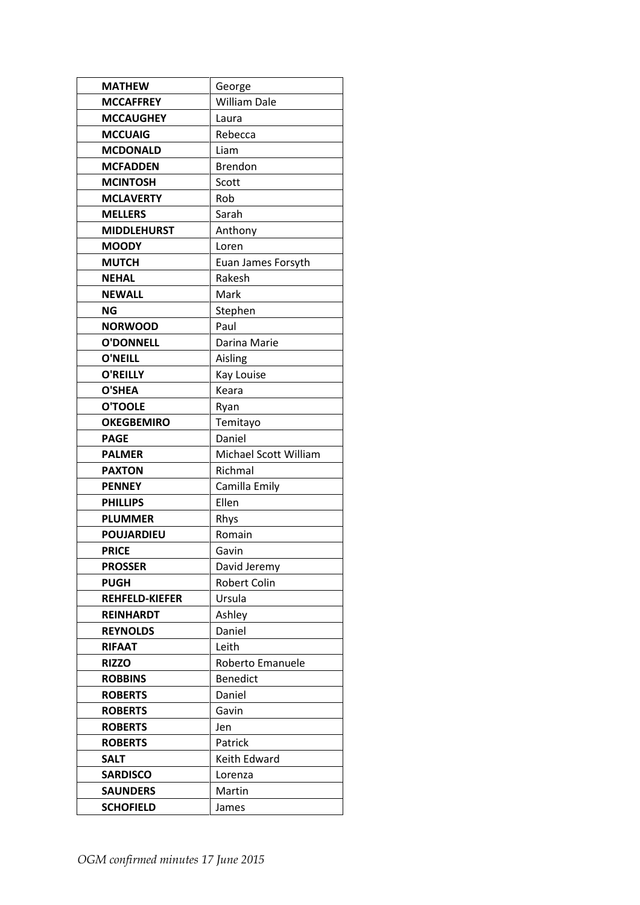| **MATHEW** | George |
|---|---|
| **MCCAFFREY** | William Dale |
| **MCCAUGHEY** | Laura |
| **MCCUAIG** | Rebecca |
| **MCDONALD** | Liam |
| **MCFADDEN** | Brendon |
| **MCINTOSH** | Scott |
| **MCLAVERTY** | Rob |
| **MELLERS** | Sarah |
| **MIDDLEHURST** | Anthony |
| **MOODY** | Loren |
| **MUTCH** | Euan James Forsyth |
| **NEHAL** | Rakesh |
| **NEWALL** | Mark |
| **NG** | Stephen |
| **NORWOOD** | Paul |
| **O'DONNELL** | Darina Marie |
| **O'NEILL** | Aisling |
| **O'REILLY** | Kay Louise |
| **O'SHEA** | Keara |
| **O'TOOLE** | Ryan |
| **OKEGBEMIRO** | Temitayo |
| **PAGE** | Daniel |
| **PALMER** | Michael Scott William |
| **PAXTON** | Richmal |
| **PENNEY** | Camilla Emily |
| **PHILLIPS** | Ellen |
| **PLUMMER** | Rhys |
| **POUJARDIEU** | Romain |
| **PRICE** | Gavin |
| **PROSSER** | David Jeremy |
| **PUGH** | Robert Colin |
| **REHFELD-KIEFER** | Ursula |
| **REINHARDT** | Ashley |
| **REYNOLDS** | Daniel |
| **RIFAAT** | Leith |
| **RIZZO** | Roberto Emanuele |
| **ROBBINS** | Benedict |
| **ROBERTS** | Daniel |
| **ROBERTS** | Gavin |
| **ROBERTS** | Jen |
| **ROBERTS** | Patrick |
| **SALT** | Keith Edward |
| **SARDISCO** | Lorenza |
| **SAUNDERS** | Martin |
| **SCHOFIELD** | James |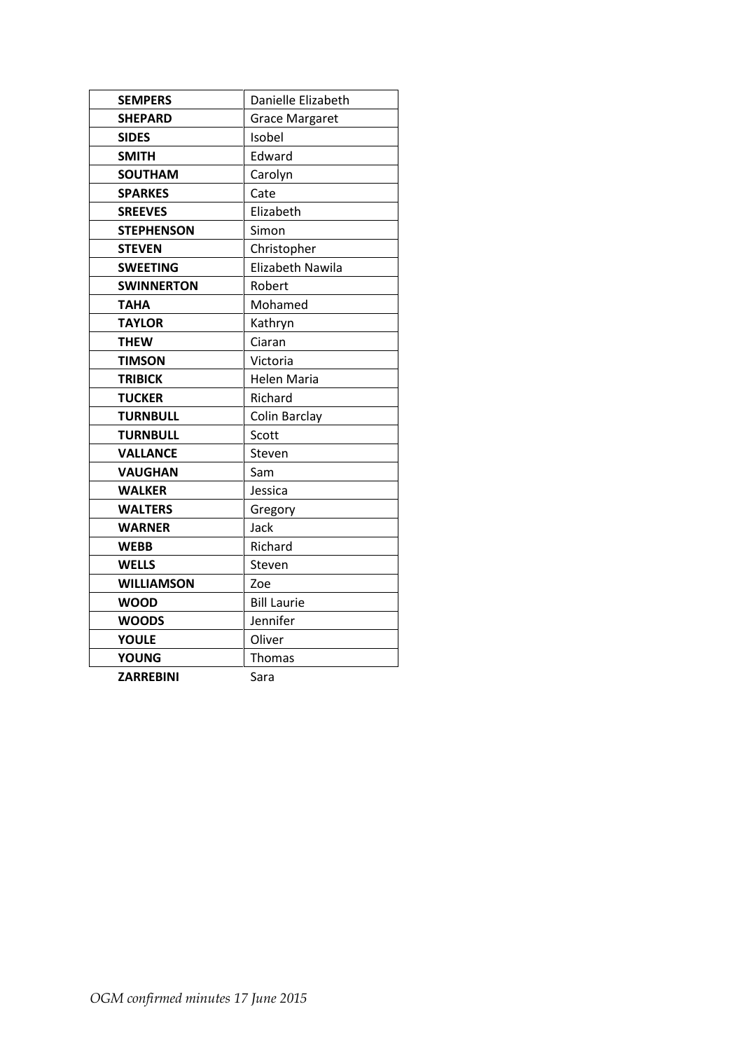| | |
|---|---|
| **SEMPERS** | Danielle Elizabeth |
| **SHEPARD** | Grace Margaret |
| **SIDES** | Isobel |
| **SMITH** | Edward |
| **SOUTHAM** | Carolyn |
| **SPARKES** | Cate |
| **SREEVES** | Elizabeth |
| **STEPHENSON** | Simon |
| **STEVEN** | Christopher |
| **SWEETING** | Elizabeth Nawila |
| **SWINNERTON** | Robert |
| **TAHA** | Mohamed |
| **TAYLOR** | Kathryn |
| **THEW** | Ciaran |
| **TIMSON** | Victoria |
| **TRIBICK** | Helen Maria |
| **TUCKER** | Richard |
| **TURNBULL** | Colin Barclay |
| **TURNBULL** | Scott |
| **VALLANCE** | Steven |
| **VAUGHAN** | Sam |
| **WALKER** | Jessica |
| **WALTERS** | Gregory |
| **WARNER** | Jack |
| **WEBB** | Richard |
| **WELLS** | Steven |
| **WILLIAMSON** | Zoe |
| **WOOD** | Bill Laurie |
| **WOODS** | Jennifer |
| **YOULE** | Oliver |
| **YOUNG** | Thomas |
| **ZARREBINI** | Sara |

*OGM confirmed minutes 17 June 2015*